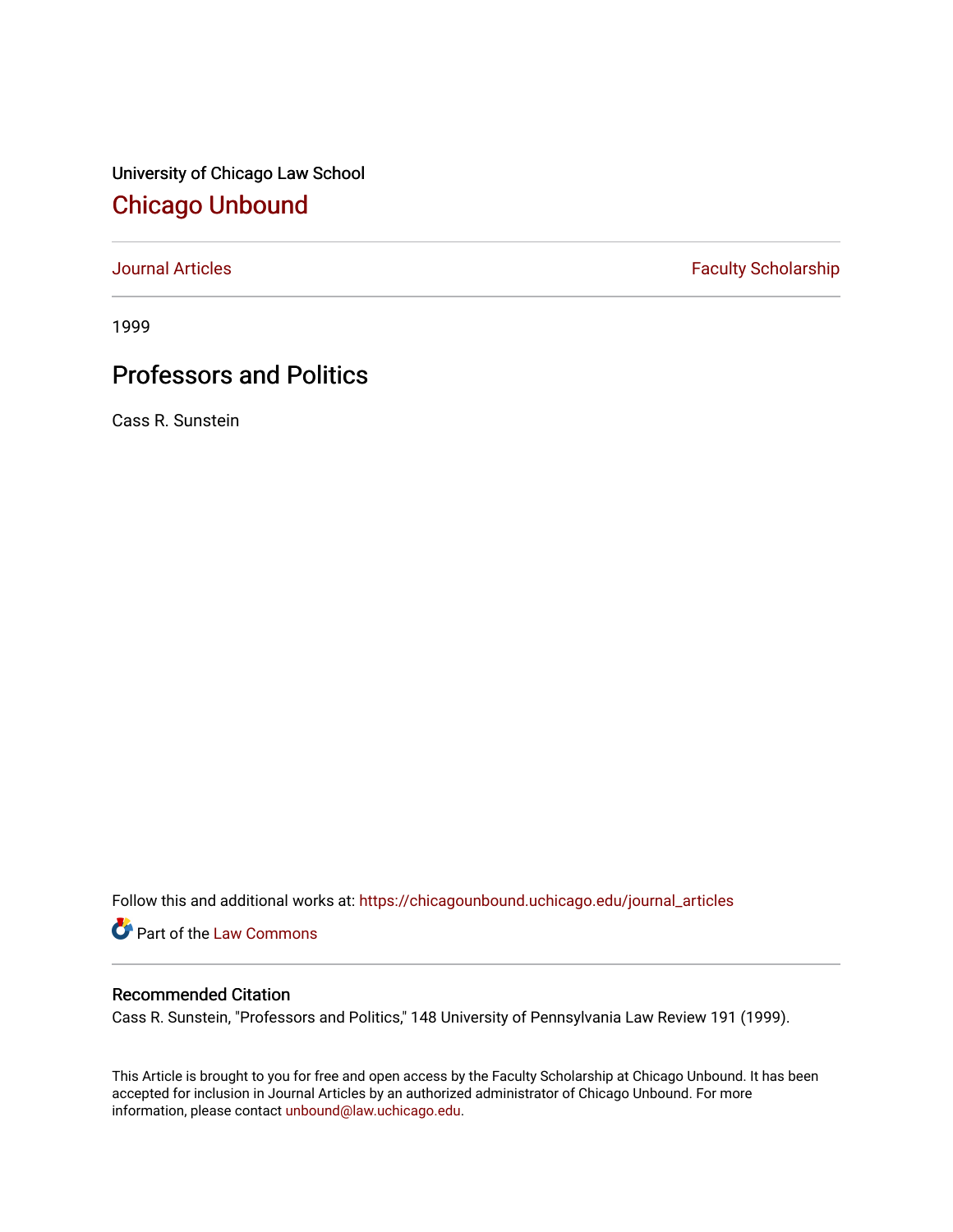University of Chicago Law School

# Chicago Unbound

Journal Articles | Faculty Scholarship

1999

## Professors and Politics

Cass R. Sunstein

Follow this and additional works at: https://chicagounbound.uchicago.edu/journal_articles

Part of the Law Commons

### Recommended Citation

Cass R. Sunstein, "Professors and Politics," 148 University of Pennsylvania Law Review 191 (1999).

This Article is brought to you for free and open access by the Faculty Scholarship at Chicago Unbound. It has been accepted for inclusion in Journal Articles by an authorized administrator of Chicago Unbound. For more information, please contact unbound@law.uchicago.edu.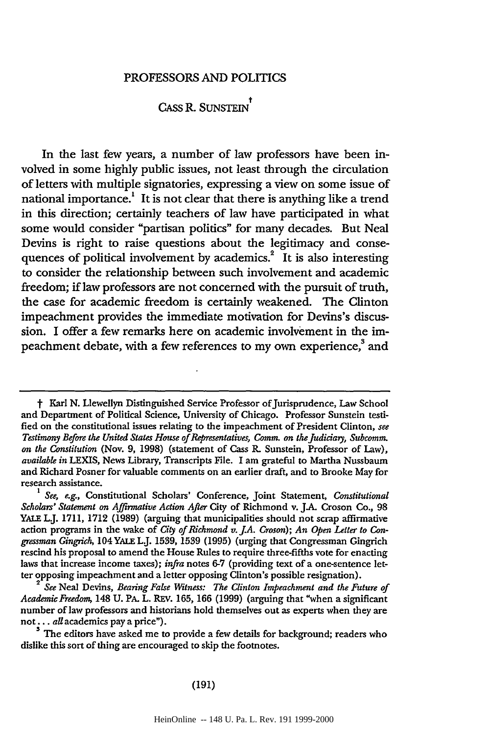# PROFESSORS AND POLITICS

CASS R. SUNSTEIN[†]

In the last few years, a number of law professors have been involved in some highly public issues, not least through the circulation of letters with multiple signatories, expressing a view on some issue of national importance.[1] It is not clear that there is anything like a trend in this direction; certainly teachers of law have participated in what some would consider "partisan politics" for many decades. But Neal Devins is right to raise questions about the legitimacy and consequences of political involvement by academics.[2] It is also interesting to consider the relationship between such involvement and academic freedom; if law professors are not concerned with the pursuit of truth, the case for academic freedom is certainly weakened. The Clinton impeachment provides the immediate motivation for Devins's discussion. I offer a few remarks here on academic involvement in the impeachment debate, with a few references to my own experience,[3] and

---

† Karl N. Llewellyn Distinguished Service Professor of Jurisprudence, Law School and Department of Political Science, University of Chicago. Professor Sunstein testified on the constitutional issues relating to the impeachment of President Clinton, *see Testimony Before the United States House of Representatives, Comm. on the Judiciary, Subcomm. on the Constitution* (Nov. 9, 1998) (statement of Cass R. Sunstein, Professor of Law), *available in* LEXIS, News Library, Transcripts File. I am grateful to Martha Nussbaum and Richard Posner for valuable comments on an earlier draft, and to Brooke May for research assistance.

[1] *See, e.g.*, Constitutional Scholars' Conference, Joint Statement, *Constitutional Scholars' Statement on Affirmative Action After* City of Richmond v. J.A. Croson Co., 98 YALE L.J. 1711, 1712 (1989) (arguing that municipalities should not scrap affirmative action programs in the wake of *City of Richmond v. J.A. Croson*); *An Open Letter to Congressman Gingrich*, 104 YALE L.J. 1539, 1539 (1995) (urging that Congressman Gingrich rescind his proposal to amend the House Rules to require three-fifths vote for enacting laws that increase income taxes); *infra* notes 6-7 (providing text of a one-sentence letter opposing impeachment and a letter opposing Clinton's possible resignation).

[2] *See* Neal Devins, *Bearing False Witness: The Clinton Impeachment and the Future of Academic Freedom*, 148 U. PA. L. REV. 165, 166 (1999) (arguing that "when a significant number of law professors and historians hold themselves out as experts when they are not . . . *all* academics pay a price").

[3] The editors have asked me to provide a few details for background; readers who dislike this sort of thing are encouraged to skip the footnotes.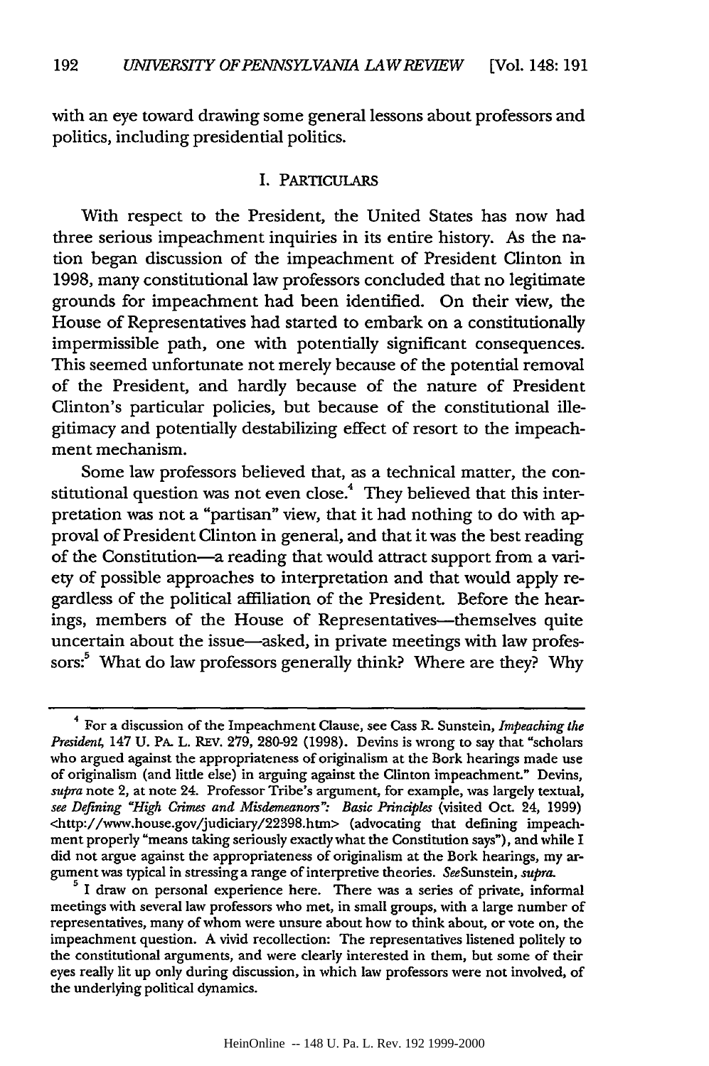with an eye toward drawing some general lessons about professors and politics, including presidential politics.

## I. PARTICULARS

With respect to the President, the United States has now had three serious impeachment inquiries in its entire history. As the nation began discussion of the impeachment of President Clinton in 1998, many constitutional law professors concluded that no legitimate grounds for impeachment had been identified. On their view, the House of Representatives had started to embark on a constitutionally impermissible path, one with potentially significant consequences. This seemed unfortunate not merely because of the potential removal of the President, and hardly because of the nature of President Clinton's particular policies, but because of the constitutional illegitimacy and potentially destabilizing effect of resort to the impeachment mechanism.

Some law professors believed that, as a technical matter, the constitutional question was not even close.[4] They believed that this interpretation was not a "partisan" view, that it had nothing to do with approval of President Clinton in general, and that it was the best reading of the Constitution—a reading that would attract support from a variety of possible approaches to interpretation and that would apply regardless of the political affiliation of the President. Before the hearings, members of the House of Representatives—themselves quite uncertain about the issue—asked, in private meetings with law professors:[5] What do law professors generally think? Where are they? Why

---

[4] For a discussion of the Impeachment Clause, see Cass R. Sunstein, *Impeaching the President*, 147 U. PA. L. REV. 279, 280-92 (1998). Devins is wrong to say that "scholars who argued against the appropriateness of originalism at the Bork hearings made use of originalism (and little else) in arguing against the Clinton impeachment." Devins, *supra* note 2, at note 24. Professor Tribe's argument, for example, was largely textual, *see Defining "High Crimes and Misdemeanors": Basic Principles* (visited Oct. 24, 1999) <http://www.house.gov/judiciary/22398.htm> (advocating that defining impeachment properly "means taking seriously exactly what the Constitution says"), and while I did not argue against the appropriateness of originalism at the Bork hearings, my argument was typical in stressing a range of interpretive theories. *See* Sunstein, *supra*.

[5] I draw on personal experience here. There was a series of private, informal meetings with several law professors who met, in small groups, with a large number of representatives, many of whom were unsure about how to think about, or vote on, the impeachment question. A vivid recollection: The representatives listened politely to the constitutional arguments, and were clearly interested in them, but some of their eyes really lit up only during discussion, in which law professors were not involved, of the underlying political dynamics.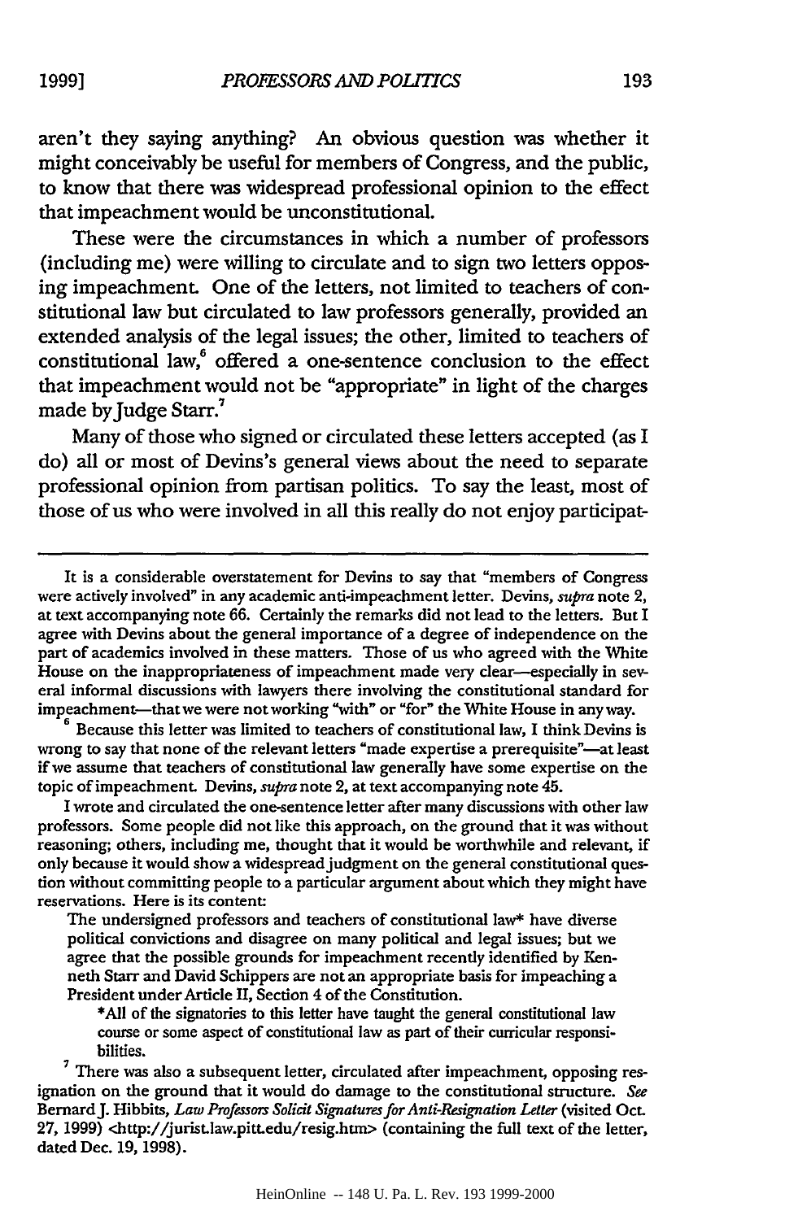aren't they saying anything? An obvious question was whether it might conceivably be useful for members of Congress, and the public, to know that there was widespread professional opinion to the effect that impeachment would be unconstitutional.

These were the circumstances in which a number of professors (including me) were willing to circulate and to sign two letters opposing impeachment. One of the letters, not limited to teachers of constitutional law but circulated to law professors generally, provided an extended analysis of the legal issues; the other, limited to teachers of constitutional law,[6] offered a one-sentence conclusion to the effect that impeachment would not be "appropriate" in light of the charges made by Judge Starr.[7]

Many of those who signed or circulated these letters accepted (as I do) all or most of Devins's general views about the need to separate professional opinion from partisan politics. To say the least, most of those of us who were involved in all this really do not enjoy participat-

---

It is a considerable overstatement for Devins to say that "members of Congress were actively involved" in any academic anti-impeachment letter. Devins, *supra* note 2, at text accompanying note 66. Certainly the remarks did not lead to the letters. But I agree with Devins about the general importance of a degree of independence on the part of academics involved in these matters. Those of us who agreed with the White House on the inappropriateness of impeachment made very clear—especially in several informal discussions with lawyers there involving the constitutional standard for impeachment—that we were not working "with" or "for" the White House in any way.

[6] Because this letter was limited to teachers of constitutional law, I think Devins is wrong to say that none of the relevant letters "made expertise a prerequisite"—at least if we assume that teachers of constitutional law generally have some expertise on the topic of impeachment. Devins, *supra* note 2, at text accompanying note 45.

I wrote and circulated the one-sentence letter after many discussions with other law professors. Some people did not like this approach, on the ground that it was without reasoning; others, including me, thought that it would be worthwhile and relevant, if only because it would show a widespread judgment on the general constitutional question without committing people to a particular argument about which they might have reservations. Here is its content:

> The undersigned professors and teachers of constitutional law* have diverse political convictions and disagree on many political and legal issues; but we agree that the possible grounds for impeachment recently identified by Kenneth Starr and David Schippers are not an appropriate basis for impeaching a President under Article II, Section 4 of the Constitution.
>
> *All of the signatories to this letter have taught the general constitutional law course or some aspect of constitutional law as part of their curricular responsibilities.

[7] There was also a subsequent letter, circulated after impeachment, opposing resignation on the ground that it would do damage to the constitutional structure. *See* Bernard J. Hibbits, *Law Professors Solicit Signatures for Anti-Resignation Letter* (visited Oct. 27, 1999) <http://jurist.law.pitt.edu/resig.htm> (containing the full text of the letter, dated Dec. 19, 1998).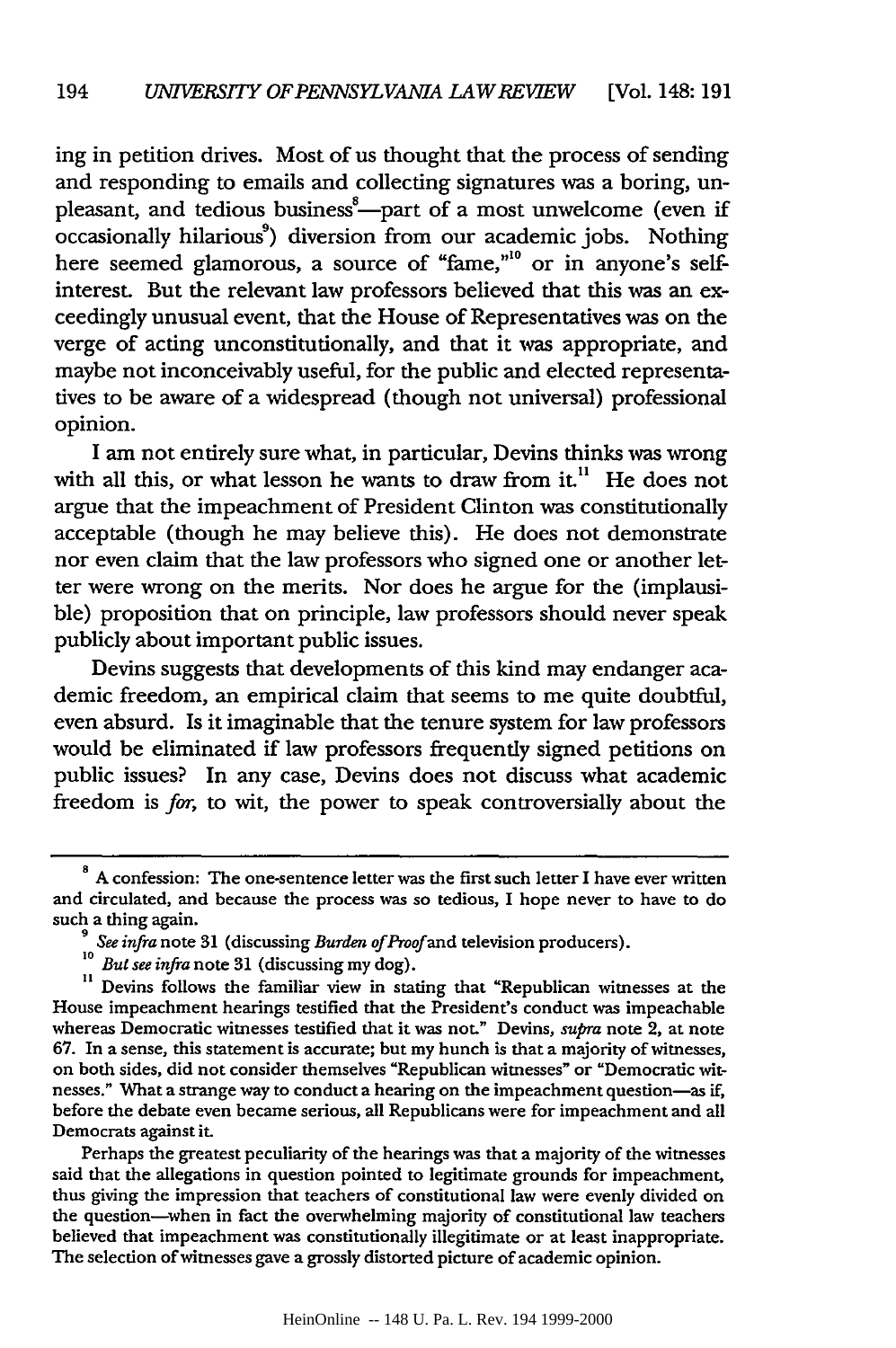ing in petition drives. Most of us thought that the process of sending and responding to emails and collecting signatures was a boring, unpleasant, and tedious business[8]—part of a most unwelcome (even if occasionally hilarious[9]) diversion from our academic jobs. Nothing here seemed glamorous, a source of "fame,"[10] or in anyone's self-interest. But the relevant law professors believed that this was an exceedingly unusual event, that the House of Representatives was on the verge of acting unconstitutionally, and that it was appropriate, and maybe not inconceivably useful, for the public and elected representatives to be aware of a widespread (though not universal) professional opinion.

I am not entirely sure what, in particular, Devins thinks was wrong with all this, or what lesson he wants to draw from it.[11] He does not argue that the impeachment of President Clinton was constitutionally acceptable (though he may believe this). He does not demonstrate nor even claim that the law professors who signed one or another letter were wrong on the merits. Nor does he argue for the (implausible) proposition that on principle, law professors should never speak publicly about important public issues.

Devins suggests that developments of this kind may endanger academic freedom, an empirical claim that seems to me quite doubtful, even absurd. Is it imaginable that the tenure system for law professors would be eliminated if law professors frequently signed petitions on public issues? In any case, Devins does not discuss what academic freedom is *for*, to wit, the power to speak controversially about the

---

[8] A confession: The one-sentence letter was the first such letter I have ever written and circulated, and because the process was so tedious, I hope never to have to do such a thing again.

[9] *See infra* note 31 (discussing *Burden of Proof* and television producers).

[10] *But see infra* note 31 (discussing my dog).

[11] Devins follows the familiar view in stating that "Republican witnesses at the House impeachment hearings testified that the President's conduct was impeachable whereas Democratic witnesses testified that it was not." Devins, *supra* note 2, at note 67. In a sense, this statement is accurate; but my hunch is that a majority of witnesses, on both sides, did not consider themselves "Republican witnesses" or "Democratic witnesses." What a strange way to conduct a hearing on the impeachment question—as if, before the debate even became serious, all Republicans were for impeachment and all Democrats against it.

Perhaps the greatest peculiarity of the hearings was that a majority of the witnesses said that the allegations in question pointed to legitimate grounds for impeachment, thus giving the impression that teachers of constitutional law were evenly divided on the question—when in fact the overwhelming majority of constitutional law teachers believed that impeachment was constitutionally illegitimate or at least inappropriate. The selection of witnesses gave a grossly distorted picture of academic opinion.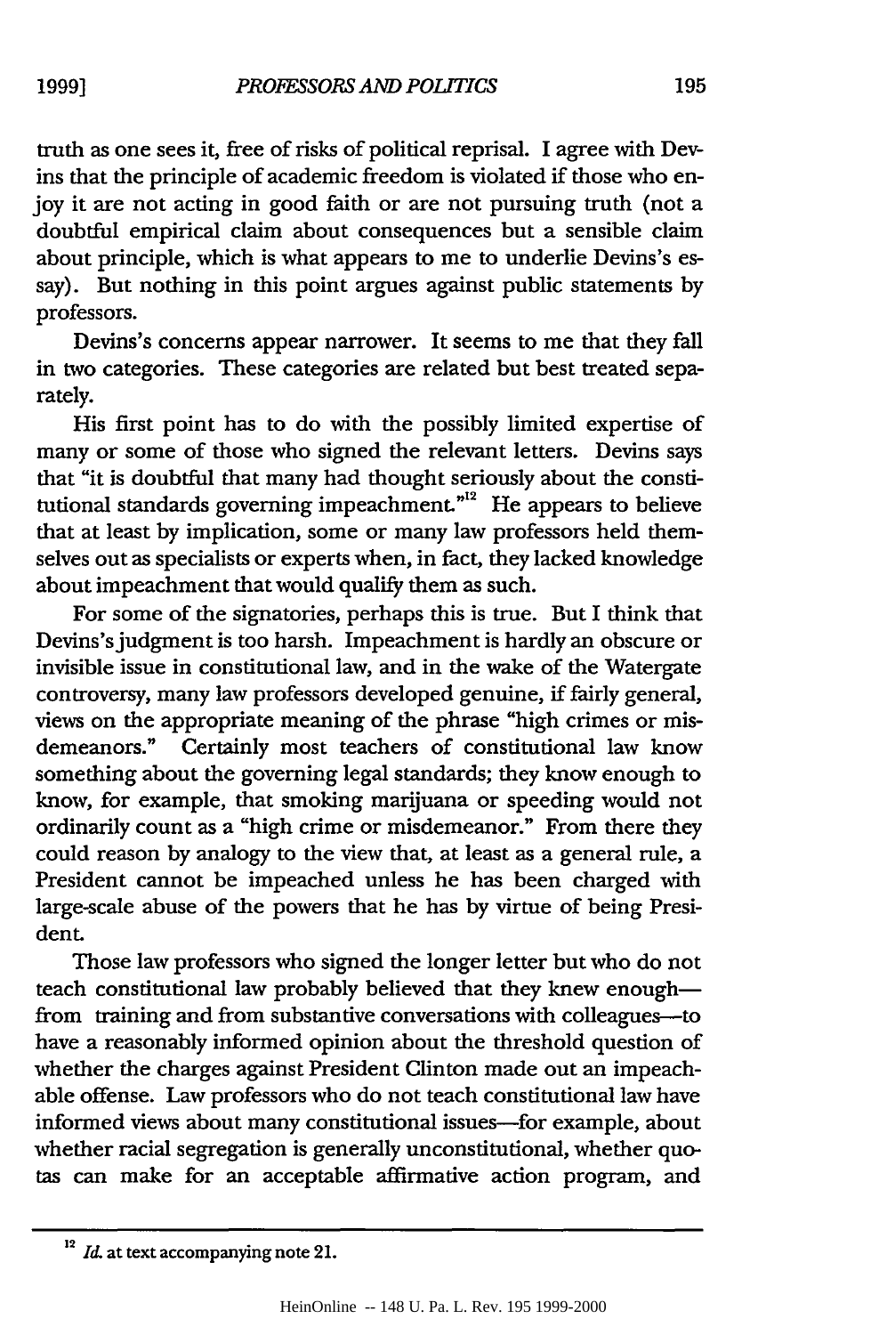truth as one sees it, free of risks of political reprisal. I agree with Devins that the principle of academic freedom is violated if those who enjoy it are not acting in good faith or are not pursuing truth (not a doubtful empirical claim about consequences but a sensible claim about principle, which is what appears to me to underlie Devins's essay). But nothing in this point argues against public statements by professors.

Devins's concerns appear narrower. It seems to me that they fall in two categories. These categories are related but best treated separately.

His first point has to do with the possibly limited expertise of many or some of those who signed the relevant letters. Devins says that "it is doubtful that many had thought seriously about the constitutional standards governing impeachment."[12] He appears to believe that at least by implication, some or many law professors held themselves out as specialists or experts when, in fact, they lacked knowledge about impeachment that would qualify them as such.

For some of the signatories, perhaps this is true. But I think that Devins's judgment is too harsh. Impeachment is hardly an obscure or invisible issue in constitutional law, and in the wake of the Watergate controversy, many law professors developed genuine, if fairly general, views on the appropriate meaning of the phrase "high crimes or misdemeanors." Certainly most teachers of constitutional law know something about the governing legal standards; they know enough to know, for example, that smoking marijuana or speeding would not ordinarily count as a "high crime or misdemeanor." From there they could reason by analogy to the view that, at least as a general rule, a President cannot be impeached unless he has been charged with large-scale abuse of the powers that he has by virtue of being President.

Those law professors who signed the longer letter but who do not teach constitutional law probably believed that they knew enough—from training and from substantive conversations with colleagues—to have a reasonably informed opinion about the threshold question of whether the charges against President Clinton made out an impeachable offense. Law professors who do not teach constitutional law have informed views about many constitutional issues—for example, about whether racial segregation is generally unconstitutional, whether quotas can make for an acceptable affirmative action program, and

---

[12] *Id.* at text accompanying note 21.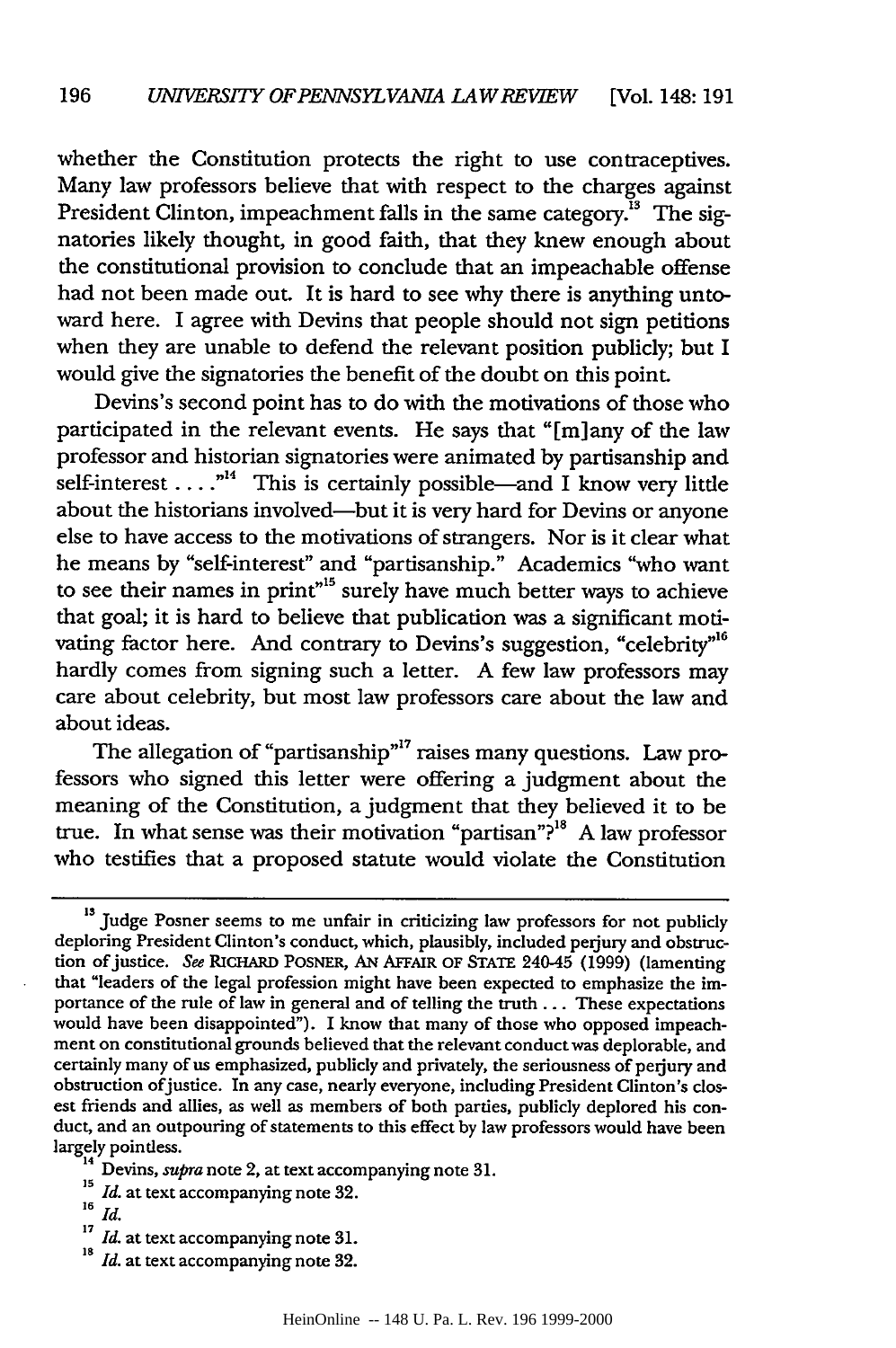whether the Constitution protects the right to use contraceptives. Many law professors believe that with respect to the charges against President Clinton, impeachment falls in the same category.[13] The signatories likely thought, in good faith, that they knew enough about the constitutional provision to conclude that an impeachable offense had not been made out. It is hard to see why there is anything untoward here. I agree with Devins that people should not sign petitions when they are unable to defend the relevant position publicly; but I would give the signatories the benefit of the doubt on this point.

Devins's second point has to do with the motivations of those who participated in the relevant events. He says that "[m]any of the law professor and historian signatories were animated by partisanship and self-interest . . . ."[14] This is certainly possible—and I know very little about the historians involved—but it is very hard for Devins or anyone else to have access to the motivations of strangers. Nor is it clear what he means by "self-interest" and "partisanship." Academics "who want to see their names in print"[15] surely have much better ways to achieve that goal; it is hard to believe that publication was a significant motivating factor here. And contrary to Devins's suggestion, "celebrity"[16] hardly comes from signing such a letter. A few law professors may care about celebrity, but most law professors care about the law and about ideas.

The allegation of "partisanship"[17] raises many questions. Law professors who signed this letter were offering a judgment about the meaning of the Constitution, a judgment that they believed it to be true. In what sense was their motivation "partisan"?[18] A law professor who testifies that a proposed statute would violate the Constitution

---

[13] Judge Posner seems to me unfair in criticizing law professors for not publicly deploring President Clinton's conduct, which, plausibly, included perjury and obstruction of justice. *See* RICHARD POSNER, AN AFFAIR OF STATE 240-45 (1999) (lamenting that "leaders of the legal profession might have been expected to emphasize the importance of the rule of law in general and of telling the truth . . . These expectations would have been disappointed"). I know that many of those who opposed impeachment on constitutional grounds believed that the relevant conduct was deplorable, and certainly many of us emphasized, publicly and privately, the seriousness of perjury and obstruction of justice. In any case, nearly everyone, including President Clinton's closest friends and allies, as well as members of both parties, publicly deplored his conduct, and an outpouring of statements to this effect by law professors would have been largely pointless.

[14] Devins, *supra* note 2, at text accompanying note 31.

[15] *Id.* at text accompanying note 32.

[16] *Id.*

[17] *Id.* at text accompanying note 31.

[18] *Id.* at text accompanying note 32.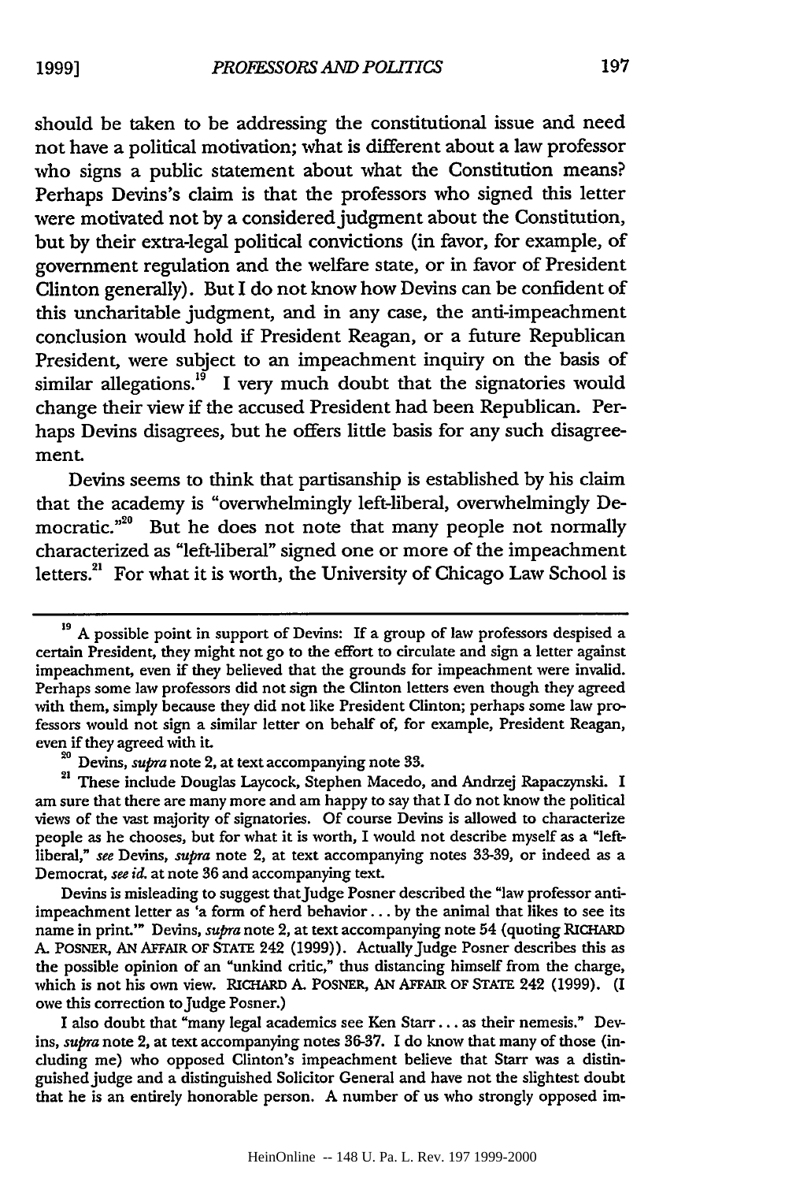should be taken to be addressing the constitutional issue and need not have a political motivation; what is different about a law professor who signs a public statement about what the Constitution means? Perhaps Devins's claim is that the professors who signed this letter were motivated not by a considered judgment about the Constitution, but by their extra-legal political convictions (in favor, for example, of government regulation and the welfare state, or in favor of President Clinton generally). But I do not know how Devins can be confident of this uncharitable judgment, and in any case, the anti-impeachment conclusion would hold if President Reagan, or a future Republican President, were subject to an impeachment inquiry on the basis of similar allegations.[19] I very much doubt that the signatories would change their view if the accused President had been Republican. Perhaps Devins disagrees, but he offers little basis for any such disagreement.

Devins seems to think that partisanship is established by his claim that the academy is "overwhelmingly left-liberal, overwhelmingly Democratic."[20] But he does not note that many people not normally characterized as "left-liberal" signed one or more of the impeachment letters.[21] For what it is worth, the University of Chicago Law School is

---

[19] A possible point in support of Devins: If a group of law professors despised a certain President, they might not go to the effort to circulate and sign a letter against impeachment, even if they believed that the grounds for impeachment were invalid. Perhaps some law professors did not sign the Clinton letters even though they agreed with them, simply because they did not like President Clinton; perhaps some law professors would not sign a similar letter on behalf of, for example, President Reagan, even if they agreed with it.

[20] Devins, *supra* note 2, at text accompanying note 33.

[21] These include Douglas Laycock, Stephen Macedo, and Andrzej Rapaczynski. I am sure that there are many more and am happy to say that I do not know the political views of the vast majority of signatories. Of course Devins is allowed to characterize people as he chooses, but for what it is worth, I would not describe myself as a "left-liberal," *see* Devins, *supra* note 2, at text accompanying notes 33-39, or indeed as a Democrat, *see id.* at note 36 and accompanying text.

Devins is misleading to suggest that Judge Posner described the "law professor anti-impeachment letter as 'a form of herd behavior . . . by the animal that likes to see its name in print.'" Devins, *supra* note 2, at text accompanying note 54 (quoting RICHARD A. POSNER, AN AFFAIR OF STATE 242 (1999)). Actually Judge Posner describes this as the possible opinion of an "unkind critic," thus distancing himself from the charge, which is not his own view. RICHARD A. POSNER, AN AFFAIR OF STATE 242 (1999). (I owe this correction to Judge Posner.)

I also doubt that "many legal academics see Ken Starr . . . as their nemesis." Devins, *supra* note 2, at text accompanying notes 36-37. I do know that many of those (including me) who opposed Clinton's impeachment believe that Starr was a distinguished judge and a distinguished Solicitor General and have not the slightest doubt that he is an entirely honorable person. A number of us who strongly opposed im-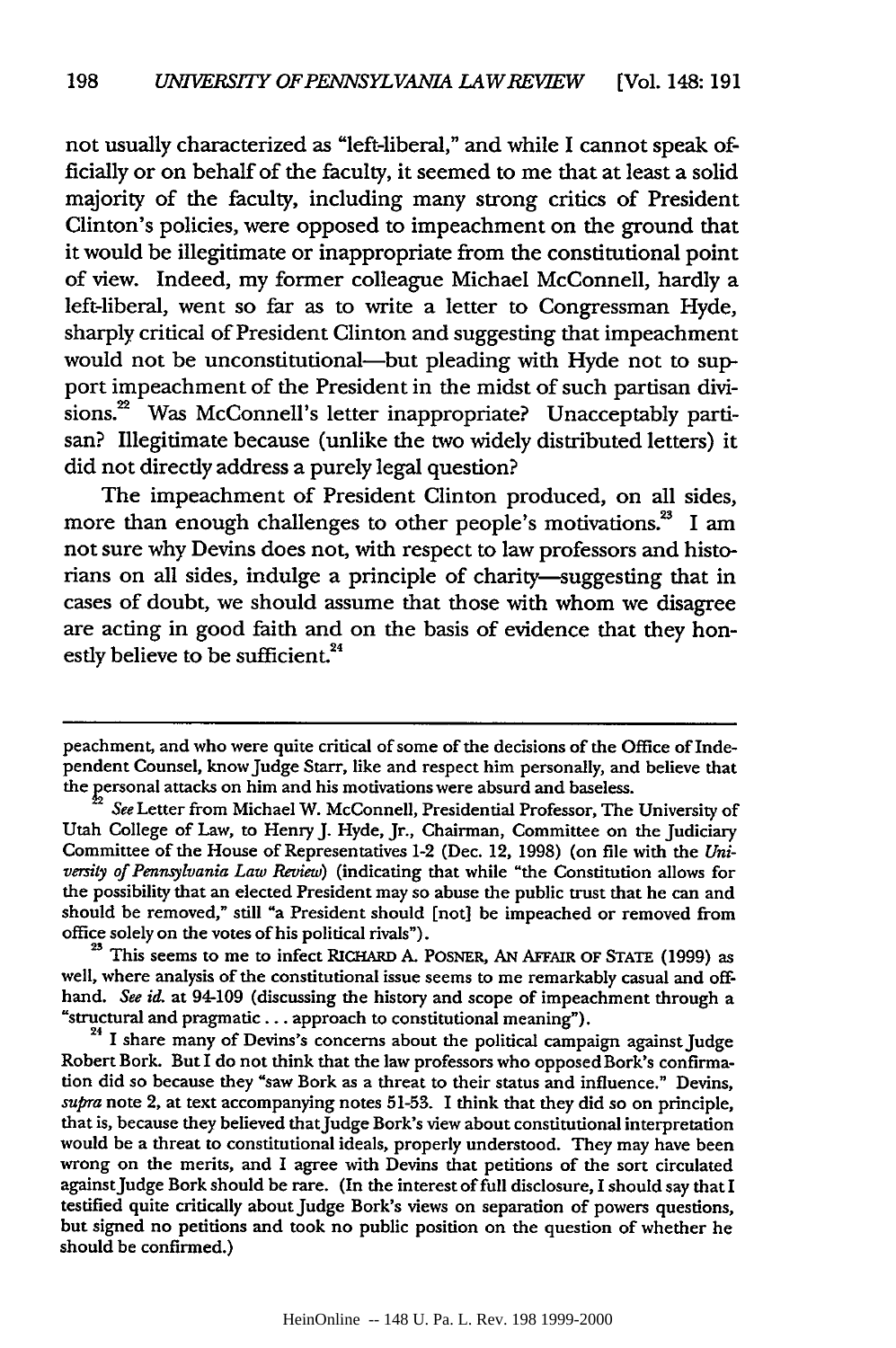not usually characterized as "left-liberal," and while I cannot speak officially or on behalf of the faculty, it seemed to me that at least a solid majority of the faculty, including many strong critics of President Clinton's policies, were opposed to impeachment on the ground that it would be illegitimate or inappropriate from the constitutional point of view. Indeed, my former colleague Michael McConnell, hardly a left-liberal, went so far as to write a letter to Congressman Hyde, sharply critical of President Clinton and suggesting that impeachment would not be unconstitutional—but pleading with Hyde not to support impeachment of the President in the midst of such partisan divisions.[22] Was McConnell's letter inappropriate? Unacceptably partisan? Illegitimate because (unlike the two widely distributed letters) it did not directly address a purely legal question?

The impeachment of President Clinton produced, on all sides, more than enough challenges to other people's motivations.[23] I am not sure why Devins does not, with respect to law professors and historians on all sides, indulge a principle of charity—suggesting that in cases of doubt, we should assume that those with whom we disagree are acting in good faith and on the basis of evidence that they honestly believe to be sufficient.[24]

---

peachment, and who were quite critical of some of the decisions of the Office of Independent Counsel, know Judge Starr, like and respect him personally, and believe that the personal attacks on him and his motivations were absurd and baseless.

[22] *See* Letter from Michael W. McConnell, Presidential Professor, The University of Utah College of Law, to Henry J. Hyde, Jr., Chairman, Committee on the Judiciary Committee of the House of Representatives 1-2 (Dec. 12, 1998) (on file with the *University of Pennsylvania Law Review*) (indicating that while "the Constitution allows for the possibility that an elected President may so abuse the public trust that he can and should be removed," still "a President should [not] be impeached or removed from office solely on the votes of his political rivals").

[23] This seems to me to infect RICHARD A. POSNER, AN AFFAIR OF STATE (1999) as well, where analysis of the constitutional issue seems to me remarkably casual and offhand. *See id.* at 94-109 (discussing the history and scope of impeachment through a "structural and pragmatic . . . approach to constitutional meaning").

[24] I share many of Devins's concerns about the political campaign against Judge Robert Bork. But I do not think that the law professors who opposed Bork's confirmation did so because they "saw Bork as a threat to their status and influence." Devins, *supra* note 2, at text accompanying notes 51-53. I think that they did so on principle, that is, because they believed that Judge Bork's view about constitutional interpretation would be a threat to constitutional ideals, properly understood. They may have been wrong on the merits, and I agree with Devins that petitions of the sort circulated against Judge Bork should be rare. (In the interest of full disclosure, I should say that I testified quite critically about Judge Bork's views on separation of powers questions, but signed no petitions and took no public position on the question of whether he should be confirmed.)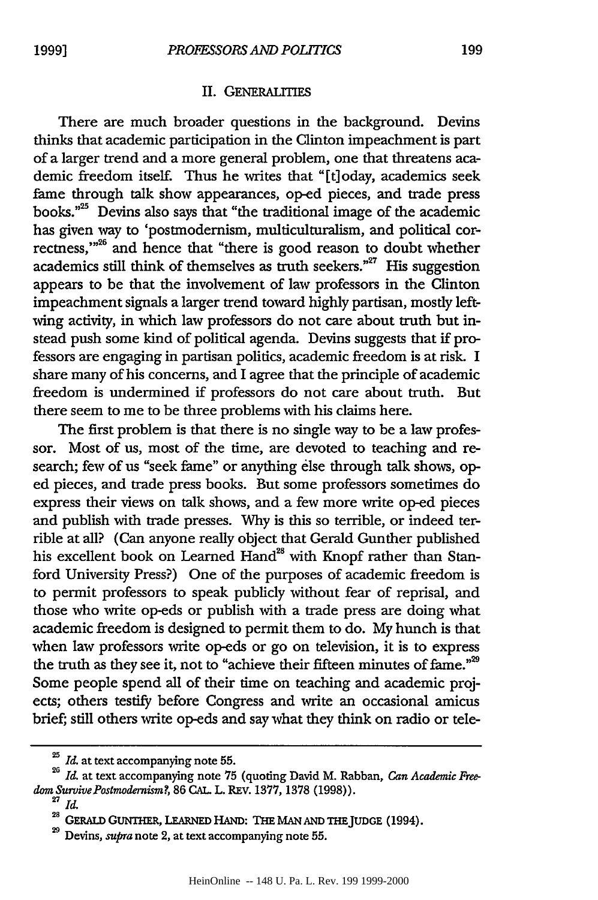## II. GENERALITIES

There are much broader questions in the background. Devins thinks that academic participation in the Clinton impeachment is part of a larger trend and a more general problem, one that threatens academic freedom itself. Thus he writes that "[t]oday, academics seek fame through talk show appearances, op-ed pieces, and trade press books."[25] Devins also says that "the traditional image of the academic has given way to 'postmodernism, multiculturalism, and political correctness,'"[26] and hence that "there is good reason to doubt whether academics still think of themselves as truth seekers."[27] His suggestion appears to be that the involvement of law professors in the Clinton impeachment signals a larger trend toward highly partisan, mostly left-wing activity, in which law professors do not care about truth but instead push some kind of political agenda. Devins suggests that if professors are engaging in partisan politics, academic freedom is at risk. I share many of his concerns, and I agree that the principle of academic freedom is undermined if professors do not care about truth. But there seem to me to be three problems with his claims here.

The first problem is that there is no single way to be a law professor. Most of us, most of the time, are devoted to teaching and research; few of us "seek fame" or anything else through talk shows, op-ed pieces, and trade press books. But some professors sometimes do express their views on talk shows, and a few more write op-ed pieces and publish with trade presses. Why is this so terrible, or indeed terrible at all? (Can anyone really object that Gerald Gunther published his excellent book on Learned Hand[28] with Knopf rather than Stanford University Press?) One of the purposes of academic freedom is to permit professors to speak publicly without fear of reprisal, and those who write op-eds or publish with a trade press are doing what academic freedom is designed to permit them to do. My hunch is that when law professors write op-eds or go on television, it is to express the truth as they see it, not to "achieve their fifteen minutes of fame."[29] Some people spend all of their time on teaching and academic projects; others testify before Congress and write an occasional amicus brief; still others write op-eds and say what they think on radio or tele-

---

[25] *Id.* at text accompanying note 55.

[26] *Id.* at text accompanying note 75 (quoting David M. Rabban, *Can Academic Freedom Survive Postmodernism?*, 86 CAL. L. REV. 1377, 1378 (1998)).

[27] *Id.*

[28] GERALD GUNTHER, LEARNED HAND: THE MAN AND THE JUDGE (1994).

[29] Devins, *supra* note 2, at text accompanying note 55.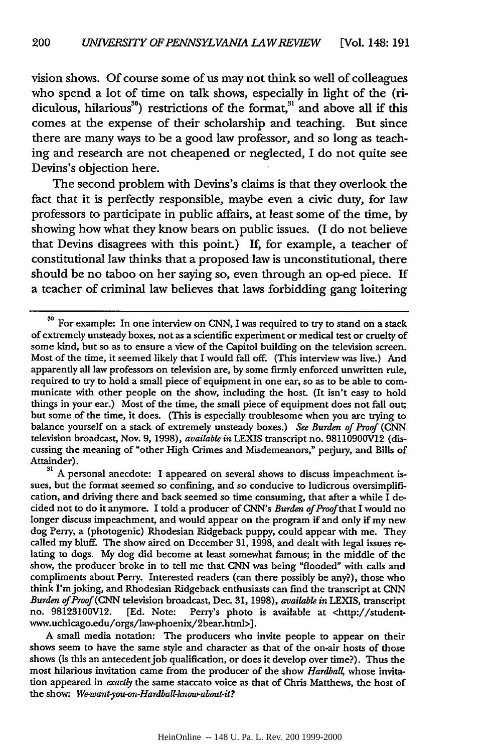vision shows. Of course some of us may not think so well of colleagues who spend a lot of time on talk shows, especially in light of the (ridiculous, hilarious[30]) restrictions of the format,[31] and above all if this comes at the expense of their scholarship and teaching. But since there are many ways to be a good law professor, and so long as teaching and research are not cheapened or neglected, I do not quite see Devins's objection here.

The second problem with Devins's claims is that they overlook the fact that it is perfectly responsible, maybe even a civic duty, for law professors to participate in public affairs, at least some of the time, by showing how what they know bears on public issues. (I do not believe that Devins disagrees with this point.) If, for example, a teacher of constitutional law thinks that a proposed law is unconstitutional, there should be no taboo on her saying so, even through an op-ed piece. If a teacher of criminal law believes that laws forbidding gang loitering

---

[30] For example: In one interview on CNN, I was required to try to stand on a stack of extremely unsteady boxes, not as a scientific experiment or medical test or cruelty of some kind, but so as to ensure a view of the Capitol building on the television screen. Most of the time, it seemed likely that I would fall off. (This interview was live.) And apparently all law professors on television are, by some firmly enforced unwritten rule, required to try to hold a small piece of equipment in one ear, so as to be able to communicate with other people on the show, including the host. (It isn't easy to hold things in your ear.) Most of the time, the small piece of equipment does not fall out; but some of the time, it does. (This is especially troublesome when you are trying to balance yourself on a stack of extremely unsteady boxes.) *See Burden of Proof* (CNN television broadcast, Nov. 9, 1998), *available in* LEXIS transcript no. 98110900V12 (discussing the meaning of "other High Crimes and Misdemeanors," perjury, and Bills of Attainder).

[31] A personal anecdote: I appeared on several shows to discuss impeachment issues, but the format seemed so confining, and so conducive to ludicrous oversimplification, and driving there and back seemed so time consuming, that after a while I decided not to do it anymore. I told a producer of CNN's *Burden of Proof* that I would no longer discuss impeachment, and would appear on the program if and only if my new dog Perry, a (photogenic) Rhodesian Ridgeback puppy, could appear with me. They called my bluff. The show aired on December 31, 1998, and dealt with legal issues relating to dogs. My dog did become at least somewhat famous; in the middle of the show, the producer broke in to tell me that CNN was being "flooded" with calls and compliments about Perry. Interested readers (can there possibly be any?), those who think I'm joking, and Rhodesian Ridgeback enthusiasts can find the transcript at CNN *Burden of Proof* (CNN television broadcast, Dec. 31, 1998), *available in* LEXIS, transcript no. 98123100V12. [Ed. Note: Perry's photo is available at <http://student-www.uchicago.edu/orgs/law-phoenix/2bear.html>].

A small media notation: The producers who invite people to appear on their shows seem to have the same style and character as that of the on-air hosts of those shows (is this an antecedent job qualification, or does it develop over time?). Thus the most hilarious invitation came from the producer of the show *Hardball*, whose invitation appeared in *exactly* the same staccato voice as that of Chris Matthews, the host of the show: *We-want-you-on-Hardball-know-about-it?*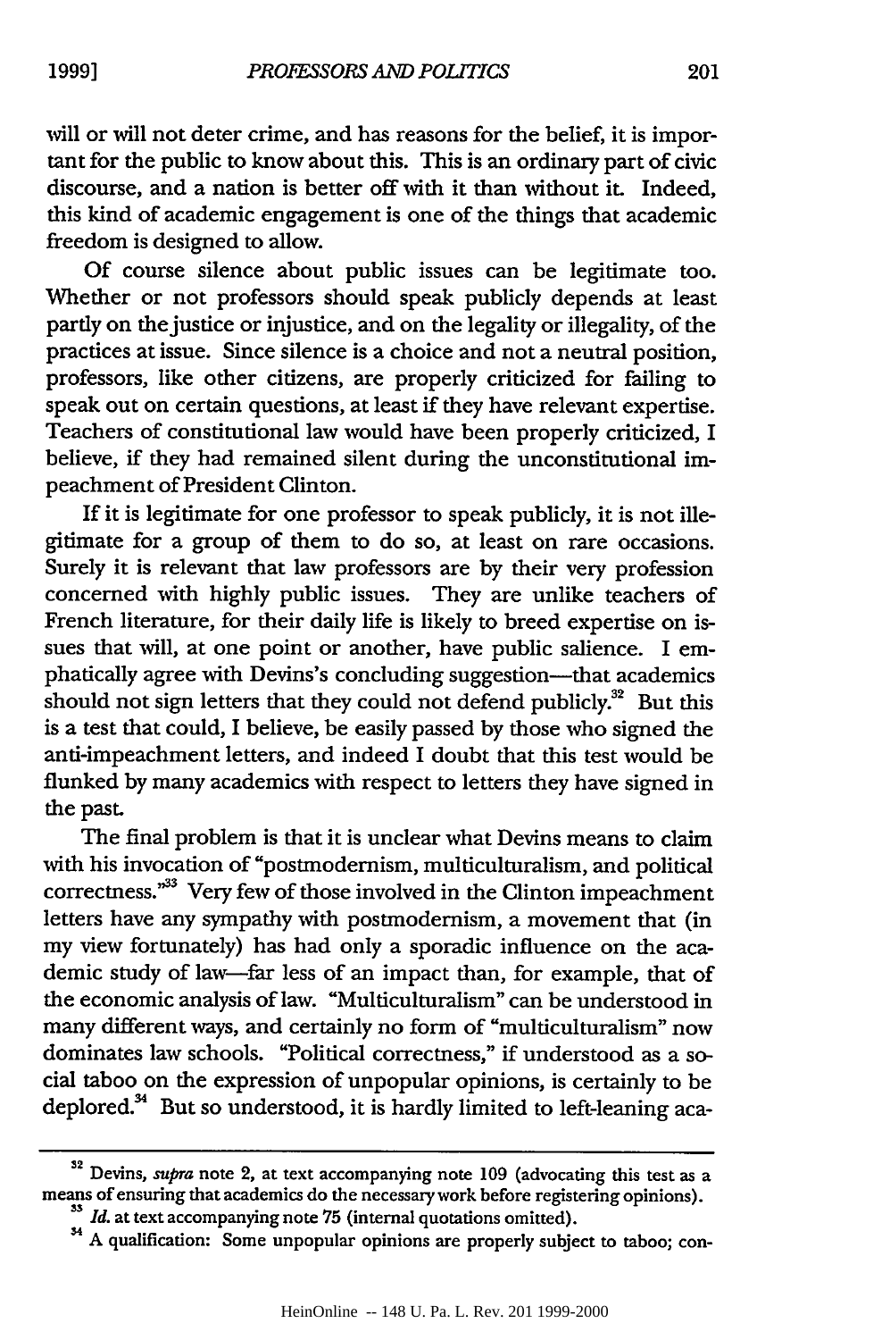will or will not deter crime, and has reasons for the belief, it is important for the public to know about this. This is an ordinary part of civic discourse, and a nation is better off with it than without it. Indeed, this kind of academic engagement is one of the things that academic freedom is designed to allow.

Of course silence about public issues can be legitimate too. Whether or not professors should speak publicly depends at least partly on the justice or injustice, and on the legality or illegality, of the practices at issue. Since silence is a choice and not a neutral position, professors, like other citizens, are properly criticized for failing to speak out on certain questions, at least if they have relevant expertise. Teachers of constitutional law would have been properly criticized, I believe, if they had remained silent during the unconstitutional impeachment of President Clinton.

If it is legitimate for one professor to speak publicly, it is not illegitimate for a group of them to do so, at least on rare occasions. Surely it is relevant that law professors are by their very profession concerned with highly public issues. They are unlike teachers of French literature, for their daily life is likely to breed expertise on issues that will, at one point or another, have public salience. I emphatically agree with Devins's concluding suggestion—that academics should not sign letters that they could not defend publicly.[32] But this is a test that could, I believe, be easily passed by those who signed the anti-impeachment letters, and indeed I doubt that this test would be flunked by many academics with respect to letters they have signed in the past.

The final problem is that it is unclear what Devins means to claim with his invocation of "postmodernism, multiculturalism, and political correctness."[33] Very few of those involved in the Clinton impeachment letters have any sympathy with postmodernism, a movement that (in my view fortunately) has had only a sporadic influence on the academic study of law—far less of an impact than, for example, that of the economic analysis of law. "Multiculturalism" can be understood in many different ways, and certainly no form of "multiculturalism" now dominates law schools. "Political correctness," if understood as a social taboo on the expression of unpopular opinions, is certainly to be deplored.[34] But so understood, it is hardly limited to left-leaning aca-

---

[32] Devins, *supra* note 2, at text accompanying note 109 (advocating this test as a means of ensuring that academics do the necessary work before registering opinions).

[33] *Id.* at text accompanying note 75 (internal quotations omitted).

[34] A qualification: Some unpopular opinions are properly subject to taboo; con-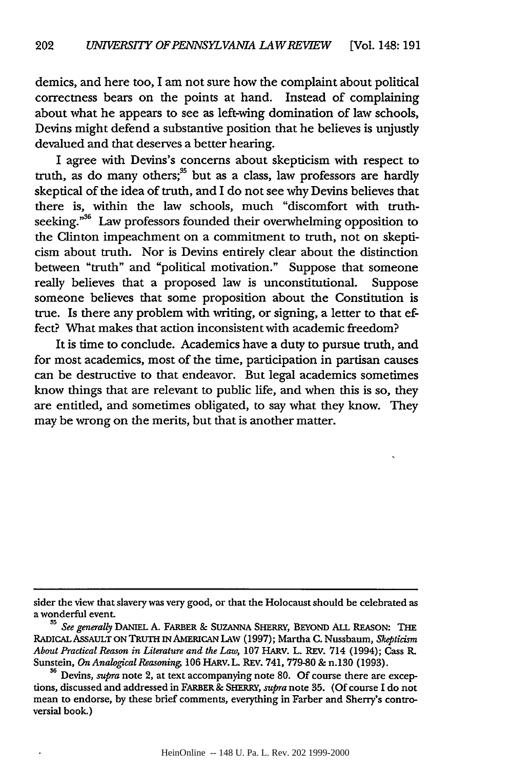demics, and here too, I am not sure how the complaint about political correctness bears on the points at hand. Instead of complaining about what he appears to see as left-wing domination of law schools, Devins might defend a substantive position that he believes is unjustly devalued and that deserves a better hearing.

I agree with Devins's concerns about skepticism with respect to truth, as do many others;[35] but as a class, law professors are hardly skeptical of the idea of truth, and I do not see why Devins believes that there is, within the law schools, much "discomfort with truth-seeking."[36] Law professors founded their overwhelming opposition to the Clinton impeachment on a commitment to truth, not on skepticism about truth. Nor is Devins entirely clear about the distinction between "truth" and "political motivation." Suppose that someone really believes that a proposed law is unconstitutional. Suppose someone believes that some proposition about the Constitution is true. Is there any problem with writing, or signing, a letter to that effect? What makes that action inconsistent with academic freedom?

It is time to conclude. Academics have a duty to pursue truth, and for most academics, most of the time, participation in partisan causes can be destructive to that endeavor. But legal academics sometimes know things that are relevant to public life, and when this is so, they are entitled, and sometimes obligated, to say what they know. They may be wrong on the merits, but that is another matter.

---

sider the view that slavery was very good, or that the Holocaust should be celebrated as a wonderful event.

[35] *See generally* DANIEL A. FARBER & SUZANNA SHERRY, BEYOND ALL REASON: THE RADICAL ASSAULT ON TRUTH IN AMERICAN LAW (1997); Martha C. Nussbaum, *Skepticism About Practical Reason in Literature and the Law*, 107 HARV. L. REV. 714 (1994); Cass R. Sunstein, *On Analogical Reasoning*, 106 HARV. L. REV. 741, 779-80 & n.130 (1993).

[36] Devins, *supra* note 2, at text accompanying note 80. Of course there are exceptions, discussed and addressed in FARBER & SHERRY, *supra* note 35. (Of course I do not mean to endorse, by these brief comments, everything in Farber and Sherry's controversial book.)